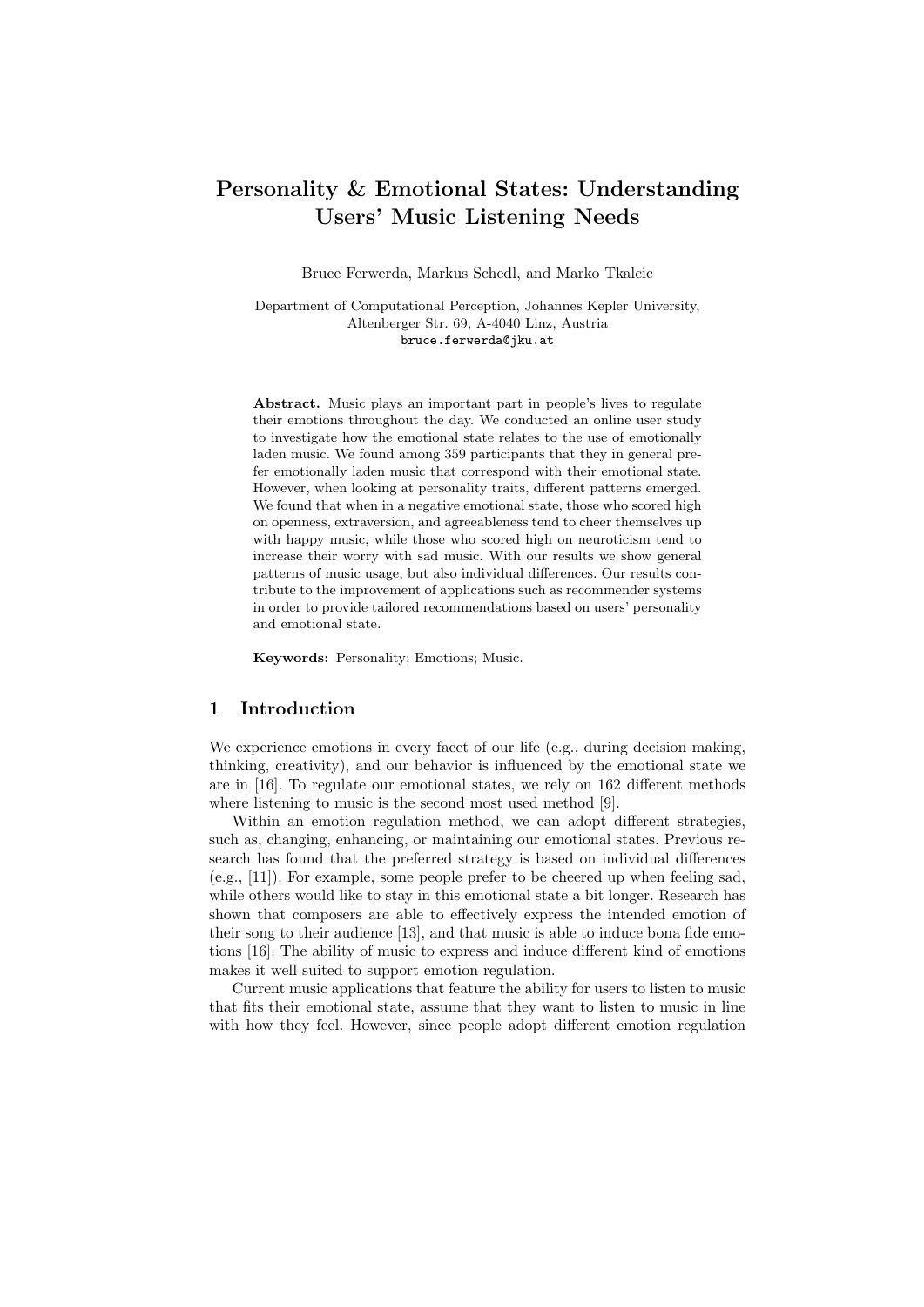# Personality & Emotional States: Understanding Users' Music Listening Needs

Bruce Ferwerda, Markus Schedl, and Marko Tkalcic

Department of Computational Perception, Johannes Kepler University, Altenberger Str. 69, A-4040 Linz, Austria
bruce.ferwerda@jku.at

**Abstract.** Music plays an important part in people's lives to regulate their emotions throughout the day. We conducted an online user study to investigate how the emotional state relates to the use of emotionally laden music. We found among 359 participants that they in general prefer emotionally laden music that correspond with their emotional state. However, when looking at personality traits, different patterns emerged. We found that when in a negative emotional state, those who scored high on openness, extraversion, and agreeableness tend to cheer themselves up with happy music, while those who scored high on neuroticism tend to increase their worry with sad music. With our results we show general patterns of music usage, but also individual differences. Our results contribute to the improvement of applications such as recommender systems in order to provide tailored recommendations based on users' personality and emotional state.

**Keywords:** Personality; Emotions; Music.

## 1 Introduction

We experience emotions in every facet of our life (e.g., during decision making, thinking, creativity), and our behavior is influenced by the emotional state we are in [16]. To regulate our emotional states, we rely on 162 different methods where listening to music is the second most used method [9].

Within an emotion regulation method, we can adopt different strategies, such as, changing, enhancing, or maintaining our emotional states. Previous research has found that the preferred strategy is based on individual differences (e.g., [11]). For example, some people prefer to be cheered up when feeling sad, while others would like to stay in this emotional state a bit longer. Research has shown that composers are able to effectively express the intended emotion of their song to their audience [13], and that music is able to induce bona fide emotions [16]. The ability of music to express and induce different kind of emotions makes it well suited to support emotion regulation.

Current music applications that feature the ability for users to listen to music that fits their emotional state, assume that they want to listen to music in line with how they feel. However, since people adopt different emotion regulation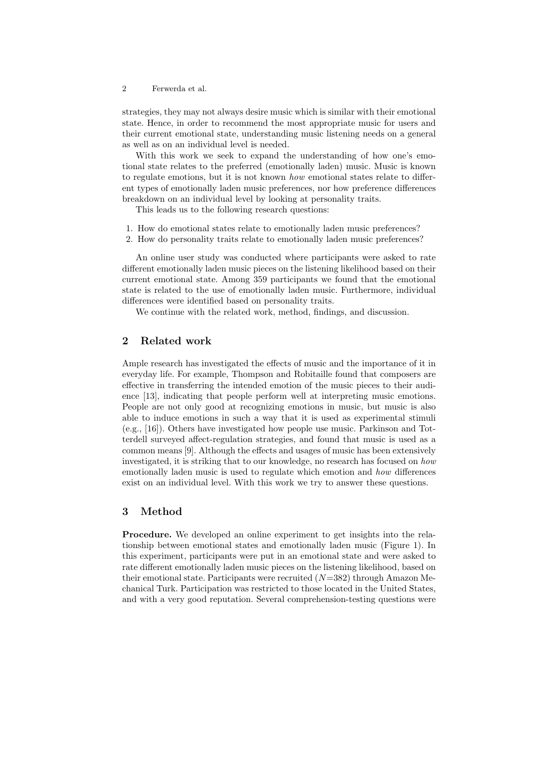strategies, they may not always desire music which is similar with their emotional state. Hence, in order to recommend the most appropriate music for users and their current emotional state, understanding music listening needs on a general as well as on an individual level is needed.

With this work we seek to expand the understanding of how one's emotional state relates to the preferred (emotionally laden) music. Music is known to regulate emotions, but it is not known *how* emotional states relate to different types of emotionally laden music preferences, nor how preference differences breakdown on an individual level by looking at personality traits.

This leads us to the following research questions:

1. How do emotional states relate to emotionally laden music preferences?
2. How do personality traits relate to emotionally laden music preferences?

An online user study was conducted where participants were asked to rate different emotionally laden music pieces on the listening likelihood based on their current emotional state. Among 359 participants we found that the emotional state is related to the use of emotionally laden music. Furthermore, individual differences were identified based on personality traits.

We continue with the related work, method, findings, and discussion.

## 2 Related work

Ample research has investigated the effects of music and the importance of it in everyday life. For example, Thompson and Robitaille found that composers are effective in transferring the intended emotion of the music pieces to their audience [13], indicating that people perform well at interpreting music emotions. People are not only good at recognizing emotions in music, but music is also able to induce emotions in such a way that it is used as experimental stimuli (e.g., [16]). Others have investigated how people use music. Parkinson and Totterdell surveyed affect-regulation strategies, and found that music is used as a common means [9]. Although the effects and usages of music has been extensively investigated, it is striking that to our knowledge, no research has focused on *how* emotionally laden music is used to regulate which emotion and *how* differences exist on an individual level. With this work we try to answer these questions.

## 3 Method

**Procedure.** We developed an online experiment to get insights into the relationship between emotional states and emotionally laden music (Figure 1). In this experiment, participants were put in an emotional state and were asked to rate different emotionally laden music pieces on the listening likelihood, based on their emotional state. Participants were recruited ($N$=382) through Amazon Mechanical Turk. Participation was restricted to those located in the United States, and with a very good reputation. Several comprehension-testing questions were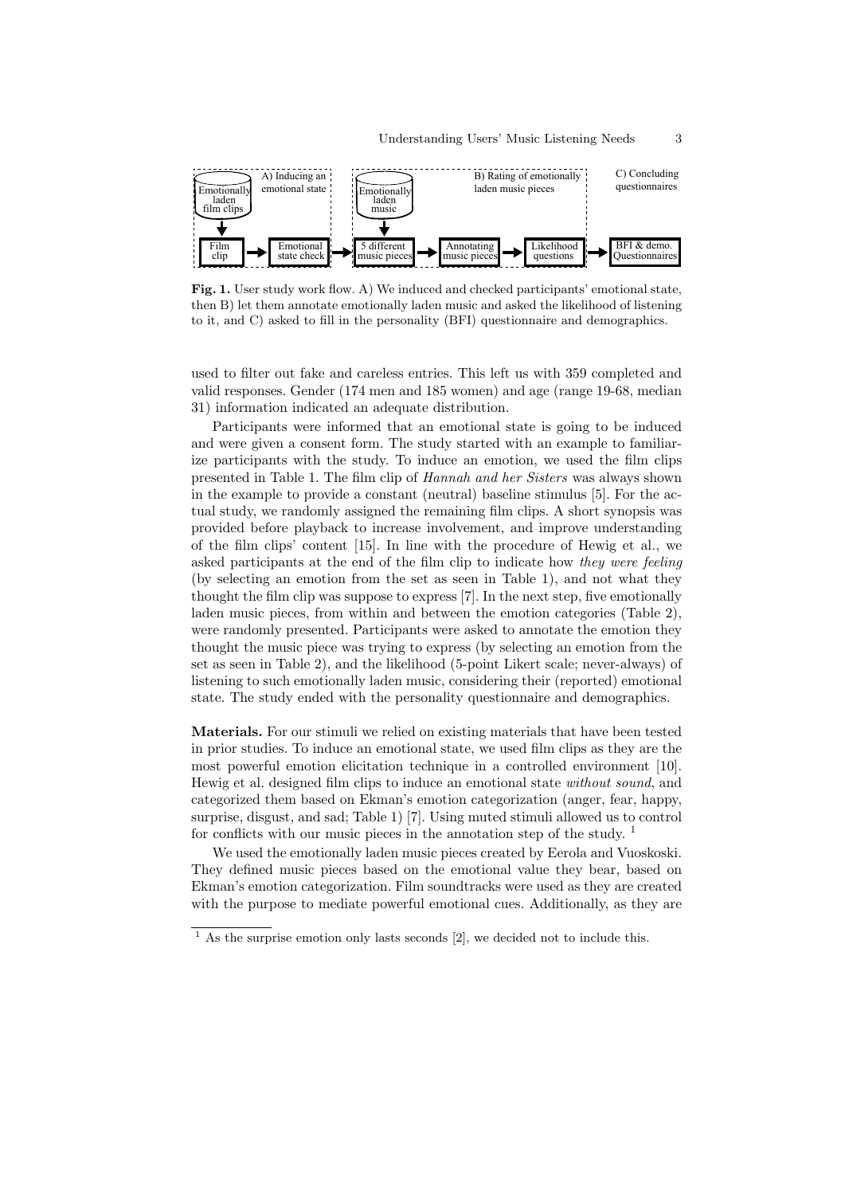**Fig. 1.** User study work flow. A) We induced and checked participants' emotional state, then B) let them annotate emotionally laden music and asked the likelihood of listening to it, and C) asked to fill in the personality (BFI) questionnaire and demographics.

used to filter out fake and careless entries. This left us with 359 completed and valid responses. Gender (174 men and 185 women) and age (range 19-68, median 31) information indicated an adequate distribution.

Participants were informed that an emotional state is going to be induced and were given a consent form. The study started with an example to familiarize participants with the study. To induce an emotion, we used the film clips presented in Table 1. The film clip of *Hannah and her Sisters* was always shown in the example to provide a constant (neutral) baseline stimulus [5]. For the actual study, we randomly assigned the remaining film clips. A short synopsis was provided before playback to increase involvement, and improve understanding of the film clips' content [15]. In line with the procedure of Hewig et al., we asked participants at the end of the film clip to indicate how *they were feeling* (by selecting an emotion from the set as seen in Table 1), and not what they thought the film clip was suppose to express [7]. In the next step, five emotionally laden music pieces, from within and between the emotion categories (Table 2), were randomly presented. Participants were asked to annotate the emotion they thought the music piece was trying to express (by selecting an emotion from the set as seen in Table 2), and the likelihood (5-point Likert scale; never-always) of listening to such emotionally laden music, considering their (reported) emotional state. The study ended with the personality questionnaire and demographics.

**Materials.** For our stimuli we relied on existing materials that have been tested in prior studies. To induce an emotional state, we used film clips as they are the most powerful emotion elicitation technique in a controlled environment [10]. Hewig et al. designed film clips to induce an emotional state *without sound*, and categorized them based on Ekman's emotion categorization (anger, fear, happy, surprise, disgust, and sad; Table 1) [7]. Using muted stimuli allowed us to control for conflicts with our music pieces in the annotation step of the study. [1]

We used the emotionally laden music pieces created by Eerola and Vuoskoski. They defined music pieces based on the emotional value they bear, based on Ekman's emotion categorization. Film soundtracks were used as they are created with the purpose to mediate powerful emotional cues. Additionally, as they are

[1] As the surprise emotion only lasts seconds [2], we decided not to include this.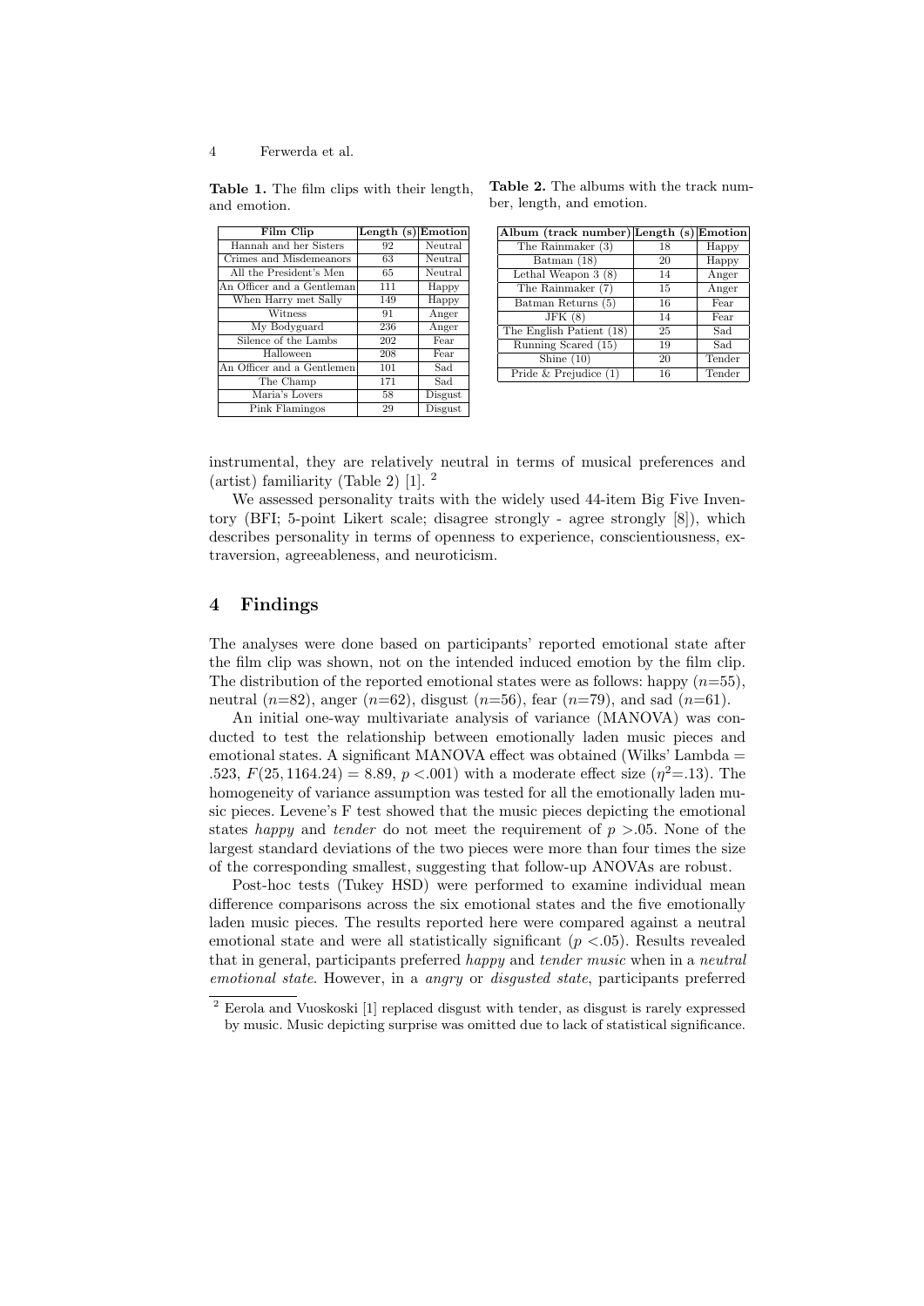**Table 1.** The film clips with their length, and emotion.

| Film Clip | Length (s) | Emotion |
|---|---|---|
| Hannah and her Sisters | 92 | Neutral |
| Crimes and Misdemeanors | 63 | Neutral |
| All the President's Men | 65 | Neutral |
| An Officer and a Gentleman | 111 | Happy |
| When Harry met Sally | 149 | Happy |
| Witness | 91 | Anger |
| My Bodyguard | 236 | Anger |
| Silence of the Lambs | 202 | Fear |
| Halloween | 208 | Fear |
| An Officer and a Gentlemen | 101 | Sad |
| The Champ | 171 | Sad |
| Maria's Lovers | 58 | Disgust |
| Pink Flamingos | 29 | Disgust |

**Table 2.** The albums with the track number, length, and emotion.

| Album (track number) | Length (s) | Emotion |
|---|---|---|
| The Rainmaker (3) | 18 | Happy |
| Batman (18) | 20 | Happy |
| Lethal Weapon 3 (8) | 14 | Anger |
| The Rainmaker (7) | 15 | Anger |
| Batman Returns (5) | 16 | Fear |
| JFK (8) | 14 | Fear |
| The English Patient (18) | 25 | Sad |
| Running Scared (15) | 19 | Sad |
| Shine (10) | 20 | Tender |
| Pride & Prejudice (1) | 16 | Tender |

instrumental, they are relatively neutral in terms of musical preferences and (artist) familiarity (Table 2) [1]. [2]

We assessed personality traits with the widely used 44-item Big Five Inventory (BFI; 5-point Likert scale; disagree strongly - agree strongly [8]), which describes personality in terms of openness to experience, conscientiousness, extraversion, agreeableness, and neuroticism.

## 4 Findings

The analyses were done based on participants' reported emotional state after the film clip was shown, not on the intended induced emotion by the film clip. The distribution of the reported emotional states were as follows: happy ($n$=55), neutral ($n$=82), anger ($n$=62), disgust ($n$=56), fear ($n$=79), and sad ($n$=61).

An initial one-way multivariate analysis of variance (MANOVA) was conducted to test the relationship between emotionally laden music pieces and emotional states. A significant MANOVA effect was obtained (Wilks' Lambda = .523, $F(25, 1164.24) = 8.89$, $p < .001$) with a moderate effect size ($\eta^2$=.13). The homogeneity of variance assumption was tested for all the emotionally laden music pieces. Levene's F test showed that the music pieces depicting the emotional states *happy* and *tender* do not meet the requirement of $p > .05$. None of the largest standard deviations of the two pieces were more than four times the size of the corresponding smallest, suggesting that follow-up ANOVAs are robust.

Post-hoc tests (Tukey HSD) were performed to examine individual mean difference comparisons across the six emotional states and the five emotionally laden music pieces. The results reported here were compared against a neutral emotional state and were all statistically significant ($p < .05$). Results revealed that in general, participants preferred *happy* and *tender music* when in a *neutral emotional state*. However, in a *angry* or *disgusted state*, participants preferred

[2] Eerola and Vuoskoski [1] replaced disgust with tender, as disgust is rarely expressed by music. Music depicting surprise was omitted due to lack of statistical significance.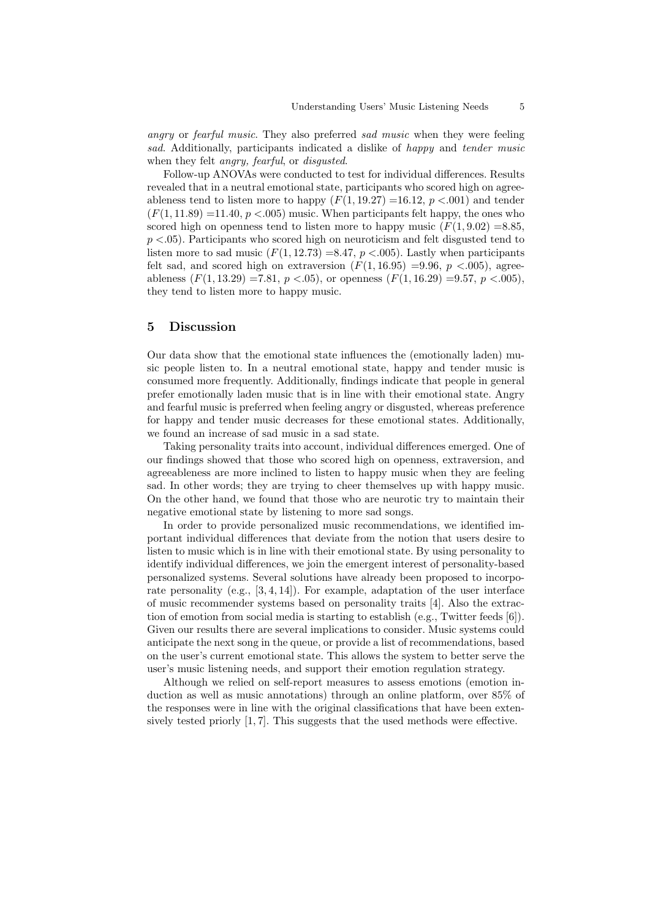*angry* or *fearful music*. They also preferred *sad music* when they were feeling *sad*. Additionally, participants indicated a dislike of *happy* and *tender music* when they felt *angry, fearful*, or *disgusted*.

Follow-up ANOVAs were conducted to test for individual differences. Results revealed that in a neutral emotional state, participants who scored high on agreeableness tend to listen more to happy ($F(1, 19.27)$ =16.12, $p$ <.001) and tender ($F(1, 11.89)$ =11.40, $p$ <.005) music. When participants felt happy, the ones who scored high on openness tend to listen more to happy music ($F(1, 9.02)$ =8.85, $p$ <.05). Participants who scored high on neuroticism and felt disgusted tend to listen more to sad music ($F(1, 12.73)$ =8.47, $p$ <.005). Lastly when participants felt sad, and scored high on extraversion ($F(1, 16.95)$ =9.96, $p$ <.005), agreeableness ($F(1, 13.29)$ =7.81, $p$ <.05), or openness ($F(1, 16.29)$ =9.57, $p$ <.005), they tend to listen more to happy music.

## 5 Discussion

Our data show that the emotional state influences the (emotionally laden) music people listen to. In a neutral emotional state, happy and tender music is consumed more frequently. Additionally, findings indicate that people in general prefer emotionally laden music that is in line with their emotional state. Angry and fearful music is preferred when feeling angry or disgusted, whereas preference for happy and tender music decreases for these emotional states. Additionally, we found an increase of sad music in a sad state.

Taking personality traits into account, individual differences emerged. One of our findings showed that those who scored high on openness, extraversion, and agreeableness are more inclined to listen to happy music when they are feeling sad. In other words; they are trying to cheer themselves up with happy music. On the other hand, we found that those who are neurotic try to maintain their negative emotional state by listening to more sad songs.

In order to provide personalized music recommendations, we identified important individual differences that deviate from the notion that users desire to listen to music which is in line with their emotional state. By using personality to identify individual differences, we join the emergent interest of personality-based personalized systems. Several solutions have already been proposed to incorporate personality (e.g., [3, 4, 14]). For example, adaptation of the user interface of music recommender systems based on personality traits [4]. Also the extraction of emotion from social media is starting to establish (e.g., Twitter feeds [6]). Given our results there are several implications to consider. Music systems could anticipate the next song in the queue, or provide a list of recommendations, based on the user's current emotional state. This allows the system to better serve the user's music listening needs, and support their emotion regulation strategy.

Although we relied on self-report measures to assess emotions (emotion induction as well as music annotations) through an online platform, over 85% of the responses were in line with the original classifications that have been extensively tested priorly [1, 7]. This suggests that the used methods were effective.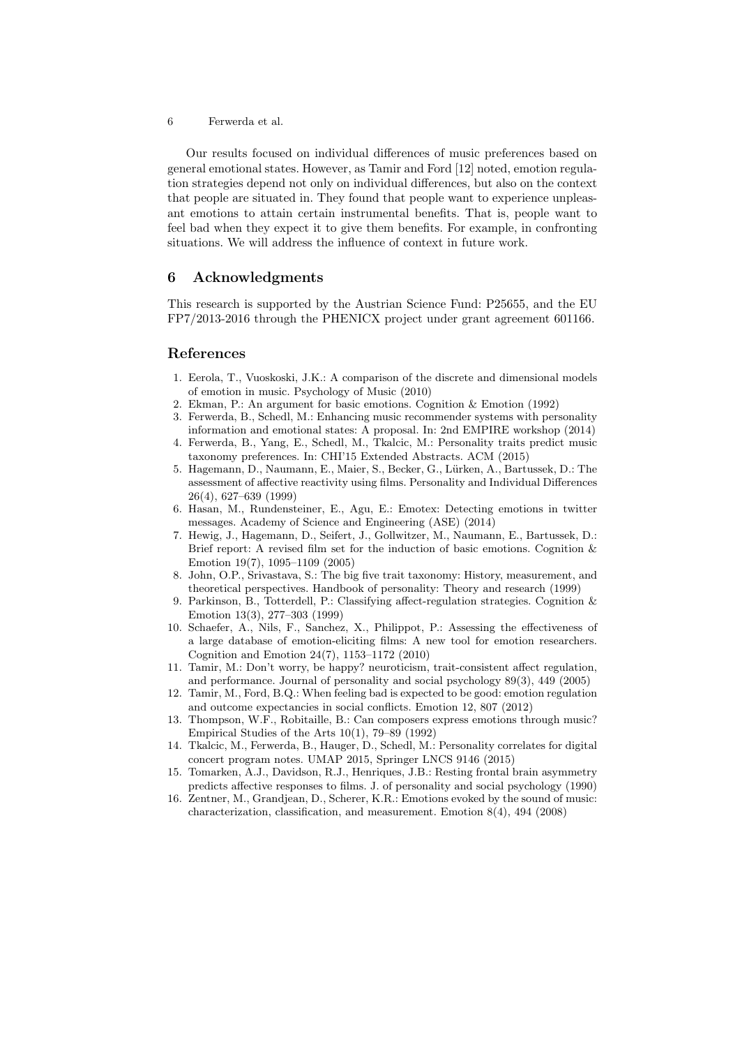Our results focused on individual differences of music preferences based on general emotional states. However, as Tamir and Ford [12] noted, emotion regulation strategies depend not only on individual differences, but also on the context that people are situated in. They found that people want to experience unpleasant emotions to attain certain instrumental benefits. That is, people want to feel bad when they expect it to give them benefits. For example, in confronting situations. We will address the influence of context in future work.

## 6 Acknowledgments

This research is supported by the Austrian Science Fund: P25655, and the EU FP7/2013-2016 through the PHENICX project under grant agreement 601166.

## References

1. Eerola, T., Vuoskoski, J.K.: A comparison of the discrete and dimensional models of emotion in music. Psychology of Music (2010)
2. Ekman, P.: An argument for basic emotions. Cognition & Emotion (1992)
3. Ferwerda, B., Schedl, M.: Enhancing music recommender systems with personality information and emotional states: A proposal. In: 2nd EMPIRE workshop (2014)
4. Ferwerda, B., Yang, E., Schedl, M., Tkalcic, M.: Personality traits predict music taxonomy preferences. In: CHI'15 Extended Abstracts. ACM (2015)
5. Hagemann, D., Naumann, E., Maier, S., Becker, G., Lürken, A., Bartussek, D.: The assessment of affective reactivity using films. Personality and Individual Differences 26(4), 627–639 (1999)
6. Hasan, M., Rundensteiner, E., Agu, E.: Emotex: Detecting emotions in twitter messages. Academy of Science and Engineering (ASE) (2014)
7. Hewig, J., Hagemann, D., Seifert, J., Gollwitzer, M., Naumann, E., Bartussek, D.: Brief report: A revised film set for the induction of basic emotions. Cognition & Emotion 19(7), 1095–1109 (2005)
8. John, O.P., Srivastava, S.: The big five trait taxonomy: History, measurement, and theoretical perspectives. Handbook of personality: Theory and research (1999)
9. Parkinson, B., Totterdell, P.: Classifying affect-regulation strategies. Cognition & Emotion 13(3), 277–303 (1999)
10. Schaefer, A., Nils, F., Sanchez, X., Philippot, P.: Assessing the effectiveness of a large database of emotion-eliciting films: A new tool for emotion researchers. Cognition and Emotion 24(7), 1153–1172 (2010)
11. Tamir, M.: Don't worry, be happy? neuroticism, trait-consistent affect regulation, and performance. Journal of personality and social psychology 89(3), 449 (2005)
12. Tamir, M., Ford, B.Q.: When feeling bad is expected to be good: emotion regulation and outcome expectancies in social conflicts. Emotion 12, 807 (2012)
13. Thompson, W.F., Robitaille, B.: Can composers express emotions through music? Empirical Studies of the Arts 10(1), 79–89 (1992)
14. Tkalcic, M., Ferwerda, B., Hauger, D., Schedl, M.: Personality correlates for digital concert program notes. UMAP 2015, Springer LNCS 9146 (2015)
15. Tomarken, A.J., Davidson, R.J., Henriques, J.B.: Resting frontal brain asymmetry predicts affective responses to films. J. of personality and social psychology (1990)
16. Zentner, M., Grandjean, D., Scherer, K.R.: Emotions evoked by the sound of music: characterization, classification, and measurement. Emotion 8(4), 494 (2008)